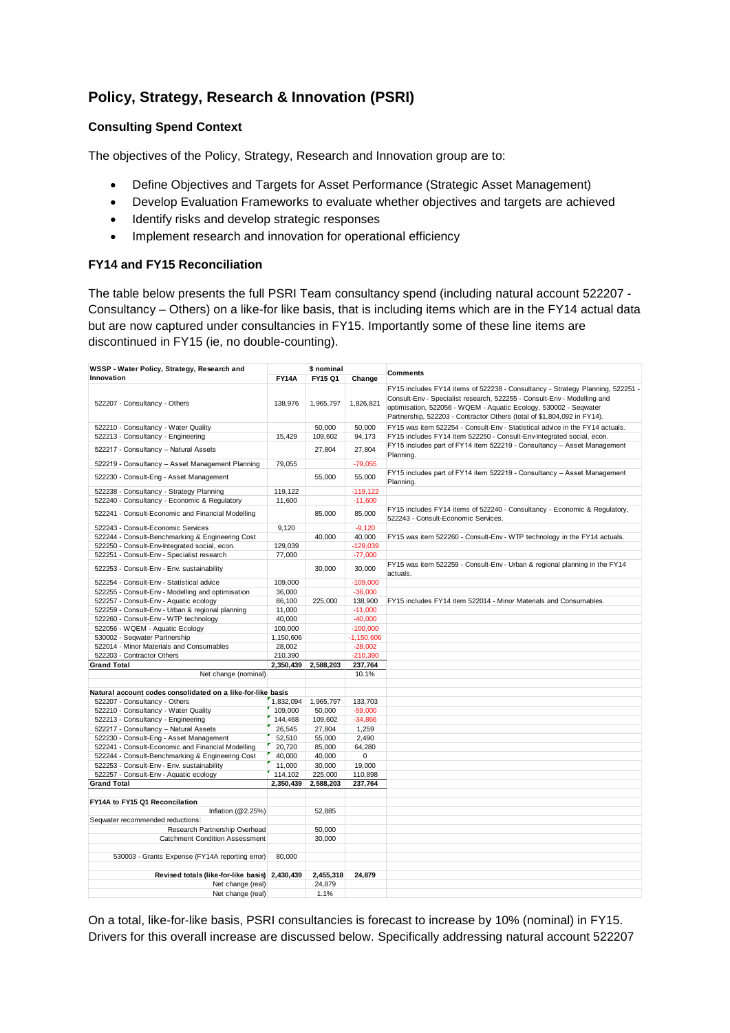# Policy, Strategy, Research & Innovation (PSRI)

## Consulting Spend Context

The objectives of the Policy, Strategy, Research and Innovation group are to:

- Define Objectives and Targets for Asset Performance (Strategic Asset Management)
- Develop Evaluation Frameworks to evaluate whether objectives and targets are achieved
- Identify risks and develop strategic responses
- Implement research and innovation for operational efficiency

## FY14 and FY15 Reconciliation

The table below presents the full PSRI Team consultancy spend (including natural account 522207 - Consultancy – Others) on a like-for like basis, that is including items which are in the FY14 actual data but are now captured under consultancies in FY15. Importantly some of these line items are discontinued in FY15 (ie, no double-counting).

| WSSP - Water Policy, Strategy, Research and Innovation | $ nominal | | | Comments |
|---|---|---|---|---|
| | FY14A | FY15 Q1 | Change | |
| 522207 - Consultancy - Others | 138,976 | 1,965,797 | 1,826,821 | FY15 includes FY14 items of 522238 - Consultancy - Strategy Planning, 522251 - Consult-Env - Specialist research, 522255 - Consult-Env - Modelling and optimisation, 522056 - WQEM - Aquatic Ecology, 530002 - Seqwater Partnership, 522203 - Contractor Others (total of $1,804,092 in FY14). |
| 522210 - Consultancy - Water Quality | | 50,000 | 50,000 | FY15 was item 522254 - Consult-Env - Statistical advice in the FY14 actuals. |
| 522213 - Consultancy - Engineering | 15,429 | 109,602 | 94,173 | FY15 includes FY14 item 522250 - Consult-Env-Integrated social, econ. |
| 522217 - Consultancy – Natural Assets | | 27,804 | 27,804 | FY15 includes part of FY14 item 522219 - Consultancy – Asset Management Planning. |
| 522219 - Consultancy – Asset Management Planning | 79,055 | | -79,055 | |
| 522230 - Consult-Eng - Asset Management | | 55,000 | 55,000 | FY15 includes part of FY14 item 522219 - Consultancy – Asset Management Planning. |
| 522238 - Consultancy - Strategy Planning | 119,122 | | -119,122 | |
| 522240 - Consultancy - Economic & Regulatory | 11,600 | | -11,600 | |
| 522241 - Consult-Economic and Financial Modelling | | 85,000 | 85,000 | FY15 includes FY14 items of 522240 - Consultancy - Economic & Regulatory, 522243 - Consult-Economic Services. |
| 522243 - Consult-Economic Services | 9,120 | | -9,120 | |
| 522244 - Consult-Benchmarking & Engineering Cost | | 40,000 | 40,000 | FY15 was item 522260 - Consult-Env - WTP technology in the FY14 actuals. |
| 522250 - Consult-Env-Integrated social, econ. | 129,039 | | -129,039 | |
| 522251 - Consult-Env - Specialist research | 77,000 | | -77,000 | |
| 522253 - Consult-Env - Env. sustainability | | 30,000 | 30,000 | FY15 was item 522259 - Consult-Env - Urban & regional planning in the FY14 actuals. |
| 522254 - Consult-Env - Statistical advice | 109,000 | | -109,000 | |
| 522255 - Consult-Env - Modelling and optimisation | 36,000 | | -36,000 | |
| 522257 - Consult-Env - Aquatic ecology | 86,100 | 225,000 | 138,900 | FY15 includes FY14 item 522014 - Minor Materials and Consumables. |
| 522259 - Consult-Env - Urban & regional planning | 11,000 | | -11,000 | |
| 522260 - Consult-Env - WTP technology | 40,000 | | -40,000 | |
| 522056 - WQEM - Aquatic Ecology | 100,000 | | -100,000 | |
| 530002 - Seqwater Partnership | 1,150,606 | | -1,150,606 | |
| 522014 - Minor Materials and Consumables | 28,002 | | -28,002 | |
| 522203 - Contractor Others | 210,390 | | -210,390 | |
| **Grand Total** | **2,350,439** | **2,588,203** | **237,764** | |
| Net change (nominal) | | | 10.1% | |
| | | | | |
| **Natural account codes consolidated on a like-for-like basis** | | | | |
| 522207 - Consultancy - Others | 1,832,094 | 1,965,797 | 133,703 | |
| 522210 - Consultancy - Water Quality | 109,000 | 50,000 | -59,000 | |
| 522213 - Consultancy - Engineering | 144,468 | 109,602 | -34,866 | |
| 522217 - Consultancy – Natural Assets | 26,545 | 27,804 | 1,259 | |
| 522230 - Consult-Eng - Asset Management | 52,510 | 55,000 | 2,490 | |
| 522241 - Consult-Economic and Financial Modelling | 20,720 | 85,000 | 64,280 | |
| 522244 - Consult-Benchmarking & Engineering Cost | 40,000 | 40,000 | 0 | |
| 522253 - Consult-Env - Env. sustainability | 11,000 | 30,000 | 19,000 | |
| 522257 - Consult-Env - Aquatic ecology | 114,102 | 225,000 | 110,898 | |
| **Grand Total** | **2,350,439** | **2,588,203** | **237,764** | |
| | | | | |
| **FY14A to FY15 Q1 Reconcilation** | | | | |
| Inflation (@2.25%) | | 52,885 | | |
| Seqwater recommended reductions: | | | | |
| Research Partnership Overhead | | 50,000 | | |
| Catchment Condition Assessment | | 30,000 | | |
| | | | | |
| 530003 - Grants Expense (FY14A reporting error) | 80,000 | | | |
| | | | | |
| **Revised totals (like-for-like basis)** | **2,430,439** | **2,455,318** | **24,879** | |
| Net change (real) | | 24,879 | | |
| Net change (real) | | 1.1% | | |

On a total, like-for-like basis, PSRI consultancies is forecast to increase by 10% (nominal) in FY15. Drivers for this overall increase are discussed below. Specifically addressing natural account 522207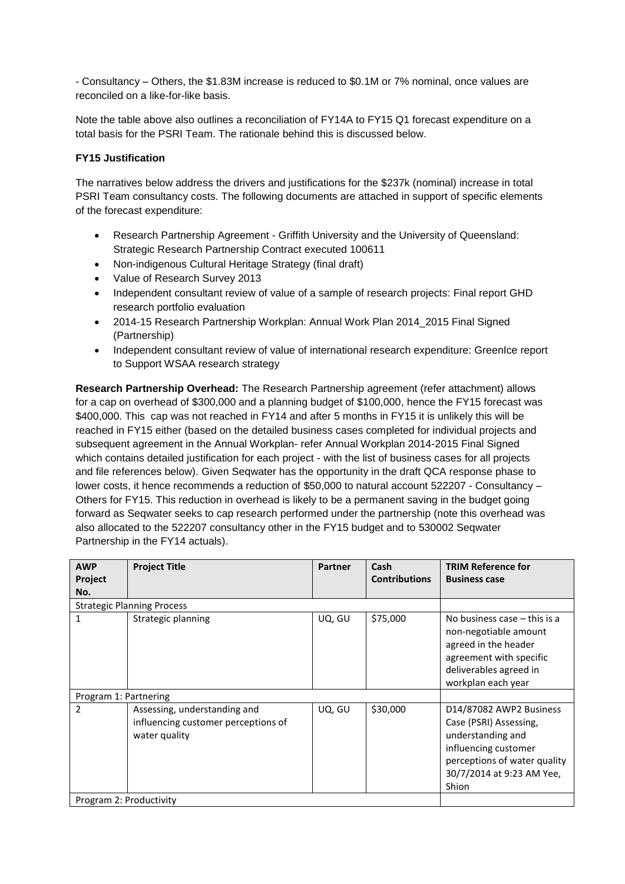- Consultancy – Others, the $1.83M increase is reduced to $0.1M or 7% nominal, once values are reconciled on a like-for-like basis.

Note the table above also outlines a reconciliation of FY14A to FY15 Q1 forecast expenditure on a total basis for the PSRI Team. The rationale behind this is discussed below.

**FY15 Justification**

The narratives below address the drivers and justifications for the $237k (nominal) increase in total PSRI Team consultancy costs. The following documents are attached in support of specific elements of the forecast expenditure:

- Research Partnership Agreement - Griffith University and the University of Queensland: Strategic Research Partnership Contract executed 100611
- Non-indigenous Cultural Heritage Strategy (final draft)
- Value of Research Survey 2013
- Independent consultant review of value of a sample of research projects: Final report GHD research portfolio evaluation
- 2014-15 Research Partnership Workplan: Annual Work Plan 2014_2015 Final Signed (Partnership)
- Independent consultant review of value of international research expenditure: GreenIce report to Support WSAA research strategy

**Research Partnership Overhead:** The Research Partnership agreement (refer attachment) allows for a cap on overhead of $300,000 and a planning budget of $100,000, hence the FY15 forecast was $400,000. This cap was not reached in FY14 and after 5 months in FY15 it is unlikely this will be reached in FY15 either (based on the detailed business cases completed for individual projects and subsequent agreement in the Annual Workplan- refer Annual Workplan 2014-2015 Final Signed which contains detailed justification for each project - with the list of business cases for all projects and file references below). Given Seqwater has the opportunity in the draft QCA response phase to lower costs, it hence recommends a reduction of $50,000 to natural account 522207 - Consultancy – Others for FY15. This reduction in overhead is likely to be a permanent saving in the budget going forward as Seqwater seeks to cap research performed under the partnership (note this overhead was also allocated to the 522207 consultancy other in the FY15 budget and to 530002 Seqwater Partnership in the FY14 actuals).

| AWP Project No. | Project Title | Partner | Cash Contributions | TRIM Reference for Business case |
|---|---|---|---|---|
| Strategic Planning Process | | | | |
| 1 | Strategic planning | UQ, GU | $75,000 | No business case – this is a non-negotiable amount agreed in the header agreement with specific deliverables agreed in workplan each year |
| Program 1: Partnering | | | | |
| 2 | Assessing, understanding and influencing customer perceptions of water quality | UQ, GU | $30,000 | D14/87082 AWP2 Business Case (PSRI) Assessing, understanding and influencing customer perceptions of water quality 30/7/2014 at 9:23 AM Yee, Shion |
| Program 2: Productivity | | | | |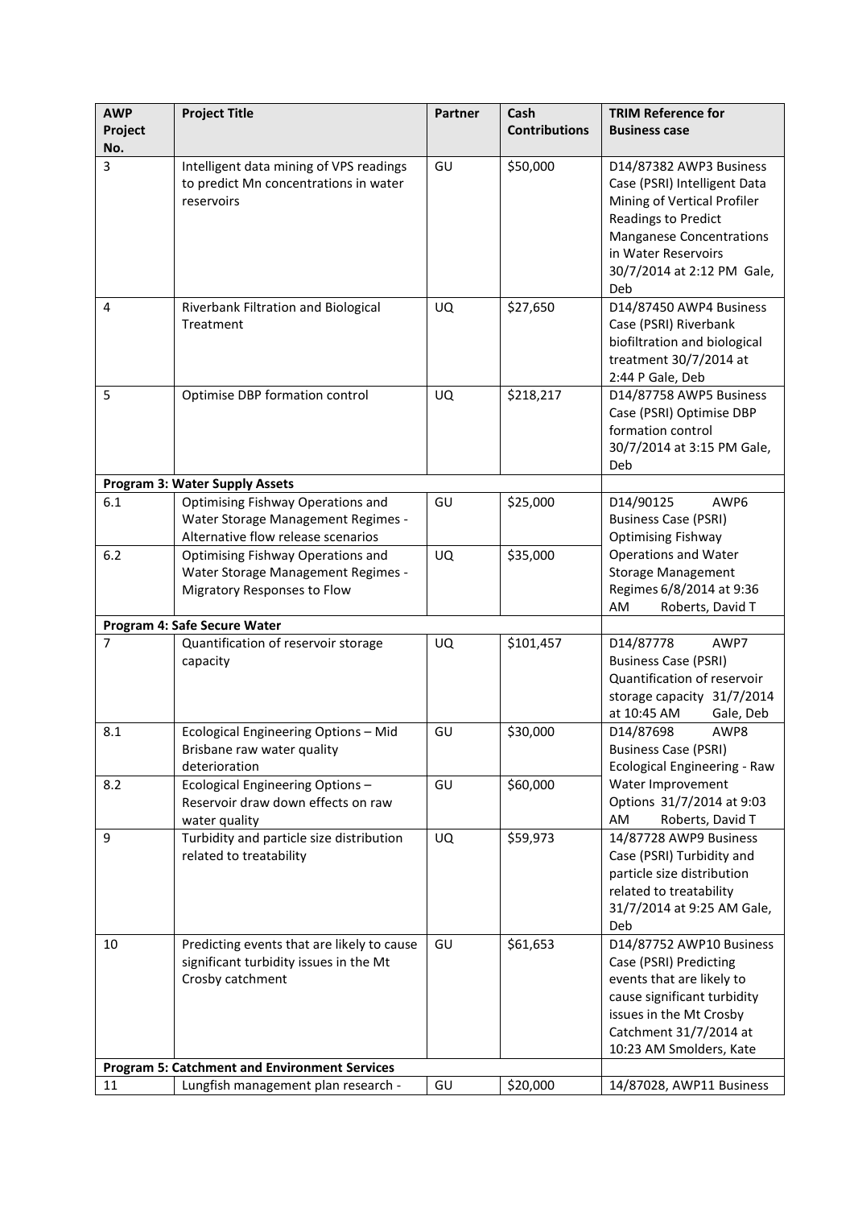| AWP Project No. | Project Title | Partner | Cash Contributions | TRIM Reference for Business case |
|---|---|---|---|---|
| 3 | Intelligent data mining of VPS readings to predict Mn concentrations in water reservoirs | GU | $50,000 | D14/87382 AWP3 Business Case (PSRI) Intelligent Data Mining of Vertical Profiler Readings to Predict Manganese Concentrations in Water Reservoirs 30/7/2014 at 2:12 PM Gale, Deb |
| 4 | Riverbank Filtration and Biological Treatment | UQ | $27,650 | D14/87450 AWP4 Business Case (PSRI) Riverbank biofiltration and biological treatment 30/7/2014 at 2:44 P Gale, Deb |
| 5 | Optimise DBP formation control | UQ | $218,217 | D14/87758 AWP5 Business Case (PSRI) Optimise DBP formation control 30/7/2014 at 3:15 PM Gale, Deb |
| **Program 3: Water Supply Assets** | | | | |
| 6.1 | Optimising Fishway Operations and Water Storage Management Regimes - Alternative flow release scenarios | GU | $25,000 | D14/90125 AWP6 Business Case (PSRI) Optimising Fishway Operations and Water Storage Management Regimes 6/8/2014 at 9:36 AM Roberts, David T |
| 6.2 | Optimising Fishway Operations and Water Storage Management Regimes - Migratory Responses to Flow | UQ | $35,000 | |
| **Program 4: Safe Secure Water** | | | | |
| 7 | Quantification of reservoir storage capacity | UQ | $101,457 | D14/87778 AWP7 Business Case (PSRI) Quantification of reservoir storage capacity 31/7/2014 at 10:45 AM Gale, Deb |
| 8.1 | Ecological Engineering Options – Mid Brisbane raw water quality deterioration | GU | $30,000 | D14/87698 AWP8 Business Case (PSRI) Ecological Engineering - Raw Water Improvement Options 31/7/2014 at 9:03 AM Roberts, David T |
| 8.2 | Ecological Engineering Options – Reservoir draw down effects on raw water quality | GU | $60,000 | |
| 9 | Turbidity and particle size distribution related to treatability | UQ | $59,973 | 14/87728 AWP9 Business Case (PSRI) Turbidity and particle size distribution related to treatability 31/7/2014 at 9:25 AM Gale, Deb |
| 10 | Predicting events that are likely to cause significant turbidity issues in the Mt Crosby catchment | GU | $61,653 | D14/87752 AWP10 Business Case (PSRI) Predicting events that are likely to cause significant turbidity issues in the Mt Crosby Catchment 31/7/2014 at 10:23 AM Smolders, Kate |
| **Program 5: Catchment and Environment Services** | | | | |
| 11 | Lungfish management plan research - | GU | $20,000 | 14/87028, AWP11 Business |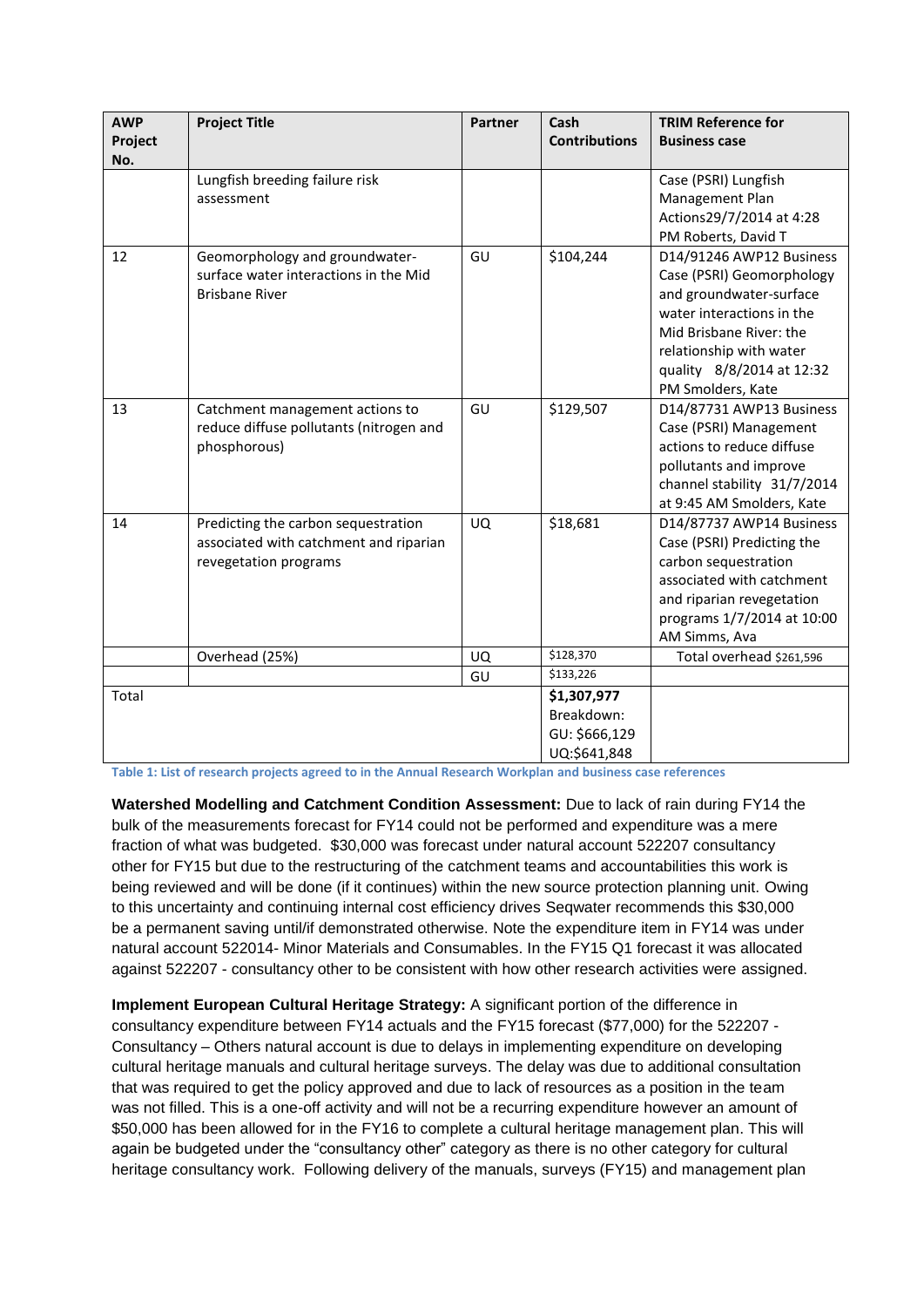| AWP Project No. | Project Title | Partner | Cash Contributions | TRIM Reference for Business case |
|---|---|---|---|---|
| | Lungfish breeding failure risk assessment | | | Case (PSRI) Lungfish Management Plan Actions29/7/2014 at 4:28 PM Roberts, David T |
| 12 | Geomorphology and groundwater-surface water interactions in the Mid Brisbane River | GU | $104,244 | D14/91246 AWP12 Business Case (PSRI) Geomorphology and groundwater-surface water interactions in the Mid Brisbane River: the relationship with water quality 8/8/2014 at 12:32 PM Smolders, Kate |
| 13 | Catchment management actions to reduce diffuse pollutants (nitrogen and phosphorous) | GU | $129,507 | D14/87731 AWP13 Business Case (PSRI) Management actions to reduce diffuse pollutants and improve channel stability 31/7/2014 at 9:45 AM Smolders, Kate |
| 14 | Predicting the carbon sequestration associated with catchment and riparian revegetation programs | UQ | $18,681 | D14/87737 AWP14 Business Case (PSRI) Predicting the carbon sequestration associated with catchment and riparian revegetation programs 1/7/2014 at 10:00 AM Simms, Ava |
| | Overhead (25%) | UQ | $128,370 | Total overhead $261,596 |
| | | GU | $133,226 | |
| Total | | | **$1,307,977** Breakdown: GU: $666,129 UQ:$641,848 | |

Table 1: List of research projects agreed to in the Annual Research Workplan and business case references

**Watershed Modelling and Catchment Condition Assessment:** Due to lack of rain during FY14 the bulk of the measurements forecast for FY14 could not be performed and expenditure was a mere fraction of what was budgeted. $30,000 was forecast under natural account 522207 consultancy other for FY15 but due to the restructuring of the catchment teams and accountabilities this work is being reviewed and will be done (if it continues) within the new source protection planning unit. Owing to this uncertainty and continuing internal cost efficiency drives Seqwater recommends this $30,000 be a permanent saving until/if demonstrated otherwise. Note the expenditure item in FY14 was under natural account 522014- Minor Materials and Consumables. In the FY15 Q1 forecast it was allocated against 522207 - consultancy other to be consistent with how other research activities were assigned.

**Implement European Cultural Heritage Strategy:** A significant portion of the difference in consultancy expenditure between FY14 actuals and the FY15 forecast ($77,000) for the 522207 - Consultancy – Others natural account is due to delays in implementing expenditure on developing cultural heritage manuals and cultural heritage surveys. The delay was due to additional consultation that was required to get the policy approved and due to lack of resources as a position in the team was not filled. This is a one-off activity and will not be a recurring expenditure however an amount of $50,000 has been allowed for in the FY16 to complete a cultural heritage management plan. This will again be budgeted under the "consultancy other" category as there is no other category for cultural heritage consultancy work. Following delivery of the manuals, surveys (FY15) and management plan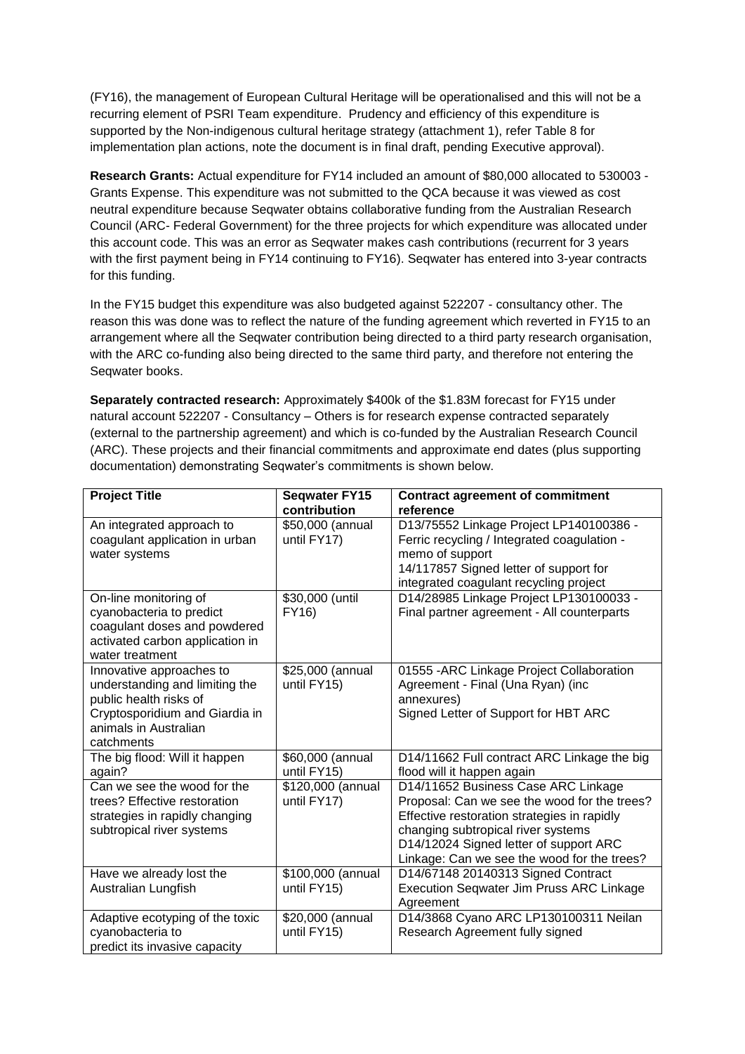(FY16), the management of European Cultural Heritage will be operationalised and this will not be a recurring element of PSRI Team expenditure. Prudency and efficiency of this expenditure is supported by the Non-indigenous cultural heritage strategy (attachment 1), refer Table 8 for implementation plan actions, note the document is in final draft, pending Executive approval).

**Research Grants:** Actual expenditure for FY14 included an amount of $80,000 allocated to 530003 - Grants Expense. This expenditure was not submitted to the QCA because it was viewed as cost neutral expenditure because Seqwater obtains collaborative funding from the Australian Research Council (ARC- Federal Government) for the three projects for which expenditure was allocated under this account code. This was an error as Seqwater makes cash contributions (recurrent for 3 years with the first payment being in FY14 continuing to FY16). Seqwater has entered into 3-year contracts for this funding.

In the FY15 budget this expenditure was also budgeted against 522207 - consultancy other. The reason this was done was to reflect the nature of the funding agreement which reverted in FY15 to an arrangement where all the Seqwater contribution being directed to a third party research organisation, with the ARC co-funding also being directed to the same third party, and therefore not entering the Seqwater books.

**Separately contracted research:** Approximately $400k of the $1.83M forecast for FY15 under natural account 522207 - Consultancy – Others is for research expense contracted separately (external to the partnership agreement) and which is co-funded by the Australian Research Council (ARC). These projects and their financial commitments and approximate end dates (plus supporting documentation) demonstrating Seqwater's commitments is shown below.

| Project Title | Seqwater FY15 contribution | Contract agreement of commitment reference |
|---|---|---|
| An integrated approach to coagulant application in urban water systems | $50,000 (annual until FY17) | D13/75552 Linkage Project LP140100386 - Ferric recycling / Integrated coagulation - memo of support<br>14/117857 Signed letter of support for integrated coagulant recycling project |
| On-line monitoring of cyanobacteria to predict coagulant doses and powdered activated carbon application in water treatment | $30,000 (until FY16) | D14/28985 Linkage Project LP130100033 - Final partner agreement - All counterparts |
| Innovative approaches to understanding and limiting the public health risks of Cryptosporidium and Giardia in animals in Australian catchments | $25,000 (annual until FY15) | 01555 -ARC Linkage Project Collaboration Agreement - Final (Una Ryan) (inc annexures)<br>Signed Letter of Support for HBT ARC |
| The big flood: Will it happen again? | $60,000 (annual until FY15) | D14/11662 Full contract ARC Linkage the big flood will it happen again |
| Can we see the wood for the trees? Effective restoration strategies in rapidly changing subtropical river systems | $120,000 (annual until FY17) | D14/11652 Business Case ARC Linkage Proposal: Can we see the wood for the trees? Effective restoration strategies in rapidly changing subtropical river systems<br>D14/12024 Signed letter of support ARC Linkage: Can we see the wood for the trees? |
| Have we already lost the Australian Lungfish | $100,000 (annual until FY15) | D14/67148 20140313 Signed Contract Execution Seqwater Jim Pruss ARC Linkage Agreement |
| Adaptive ecotyping of the toxic cyanobacteria to predict its invasive capacity | $20,000 (annual until FY15) | D14/3868 Cyano ARC LP130100311 Neilan Research Agreement fully signed |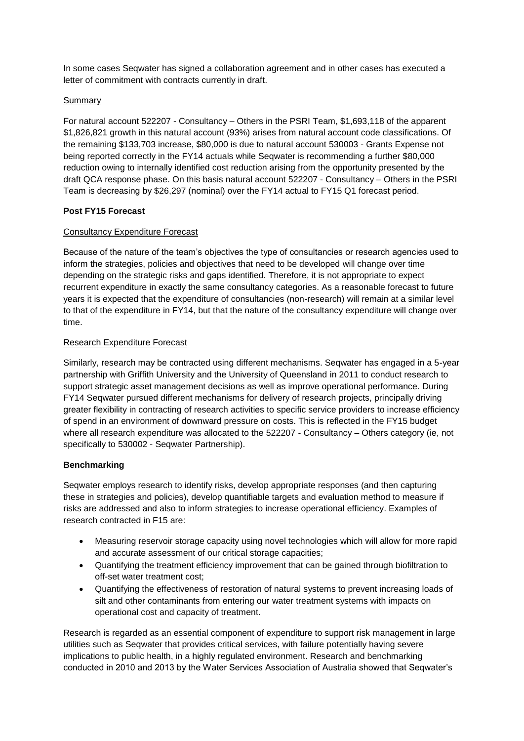In some cases Seqwater has signed a collaboration agreement and in other cases has executed a letter of commitment with contracts currently in draft.

Summary

For natural account 522207 - Consultancy – Others in the PSRI Team, $1,693,118 of the apparent $1,826,821 growth in this natural account (93%) arises from natural account code classifications. Of the remaining $133,703 increase, $80,000 is due to natural account 530003 - Grants Expense not being reported correctly in the FY14 actuals while Seqwater is recommending a further $80,000 reduction owing to internally identified cost reduction arising from the opportunity presented by the draft QCA response phase. On this basis natural account 522207 - Consultancy – Others in the PSRI Team is decreasing by $26,297 (nominal) over the FY14 actual to FY15 Q1 forecast period.

**Post FY15 Forecast**

Consultancy Expenditure Forecast

Because of the nature of the team's objectives the type of consultancies or research agencies used to inform the strategies, policies and objectives that need to be developed will change over time depending on the strategic risks and gaps identified. Therefore, it is not appropriate to expect recurrent expenditure in exactly the same consultancy categories. As a reasonable forecast to future years it is expected that the expenditure of consultancies (non-research) will remain at a similar level to that of the expenditure in FY14, but that the nature of the consultancy expenditure will change over time.

Research Expenditure Forecast

Similarly, research may be contracted using different mechanisms. Seqwater has engaged in a 5-year partnership with Griffith University and the University of Queensland in 2011 to conduct research to support strategic asset management decisions as well as improve operational performance. During FY14 Seqwater pursued different mechanisms for delivery of research projects, principally driving greater flexibility in contracting of research activities to specific service providers to increase efficiency of spend in an environment of downward pressure on costs. This is reflected in the FY15 budget where all research expenditure was allocated to the 522207 - Consultancy – Others category (ie, not specifically to 530002 - Seqwater Partnership).

**Benchmarking**

Seqwater employs research to identify risks, develop appropriate responses (and then capturing these in strategies and policies), develop quantifiable targets and evaluation method to measure if risks are addressed and also to inform strategies to increase operational efficiency. Examples of research contracted in F15 are:

- Measuring reservoir storage capacity using novel technologies which will allow for more rapid and accurate assessment of our critical storage capacities;
- Quantifying the treatment efficiency improvement that can be gained through biofiltration to off-set water treatment cost;
- Quantifying the effectiveness of restoration of natural systems to prevent increasing loads of silt and other contaminants from entering our water treatment systems with impacts on operational cost and capacity of treatment.

Research is regarded as an essential component of expenditure to support risk management in large utilities such as Seqwater that provides critical services, with failure potentially having severe implications to public health, in a highly regulated environment. Research and benchmarking conducted in 2010 and 2013 by the Water Services Association of Australia showed that Seqwater's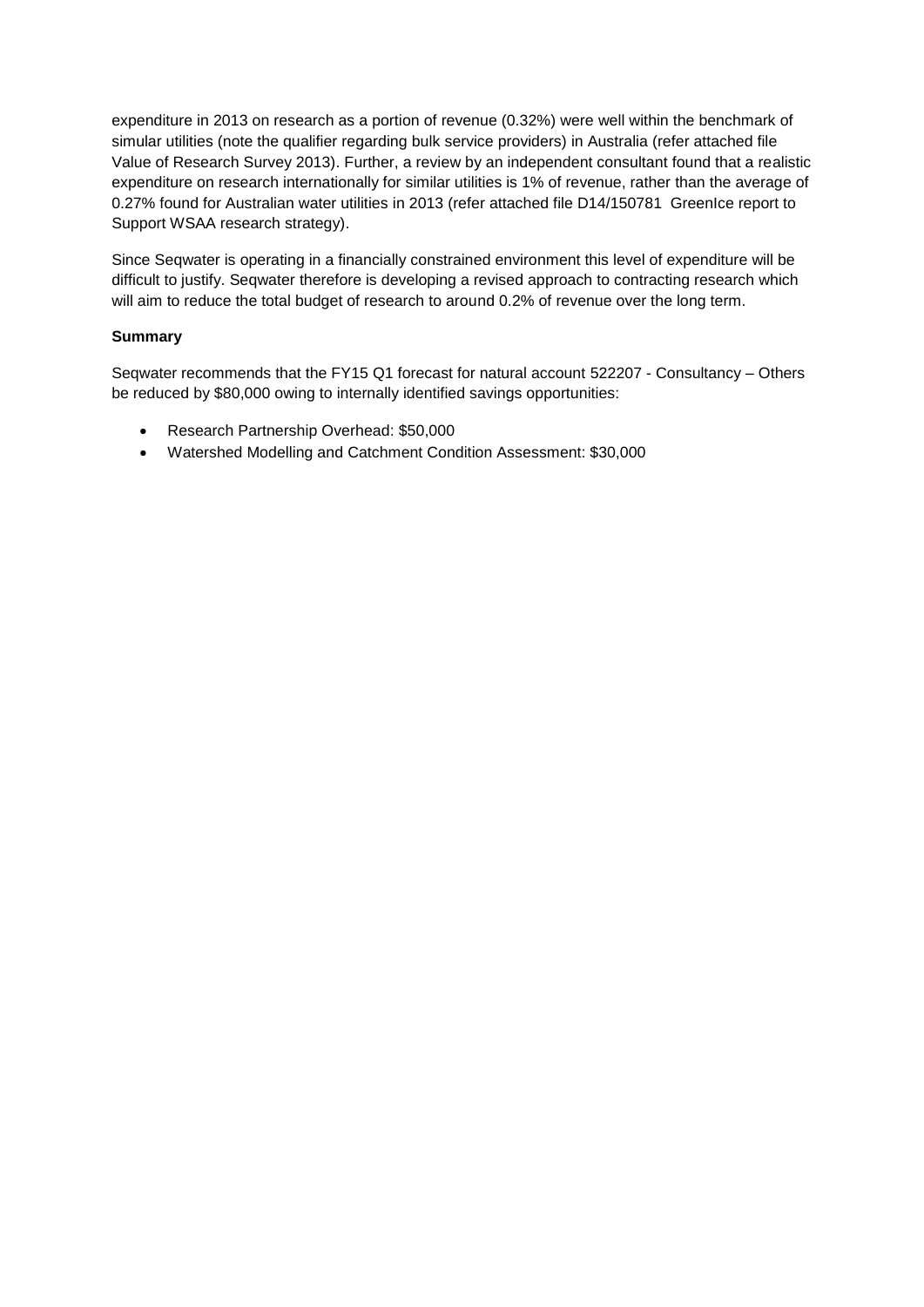expenditure in 2013 on research as a portion of revenue (0.32%) were well within the benchmark of simular utilities (note the qualifier regarding bulk service providers) in Australia (refer attached file Value of Research Survey 2013). Further, a review by an independent consultant found that a realistic expenditure on research internationally for similar utilities is 1% of revenue, rather than the average of 0.27% found for Australian water utilities in 2013 (refer attached file D14/150781 GreenIce report to Support WSAA research strategy).

Since Seqwater is operating in a financially constrained environment this level of expenditure will be difficult to justify. Seqwater therefore is developing a revised approach to contracting research which will aim to reduce the total budget of research to around 0.2% of revenue over the long term.

**Summary**

Seqwater recommends that the FY15 Q1 forecast for natural account 522207 - Consultancy – Others be reduced by $80,000 owing to internally identified savings opportunities:

- Research Partnership Overhead: $50,000
- Watershed Modelling and Catchment Condition Assessment: $30,000